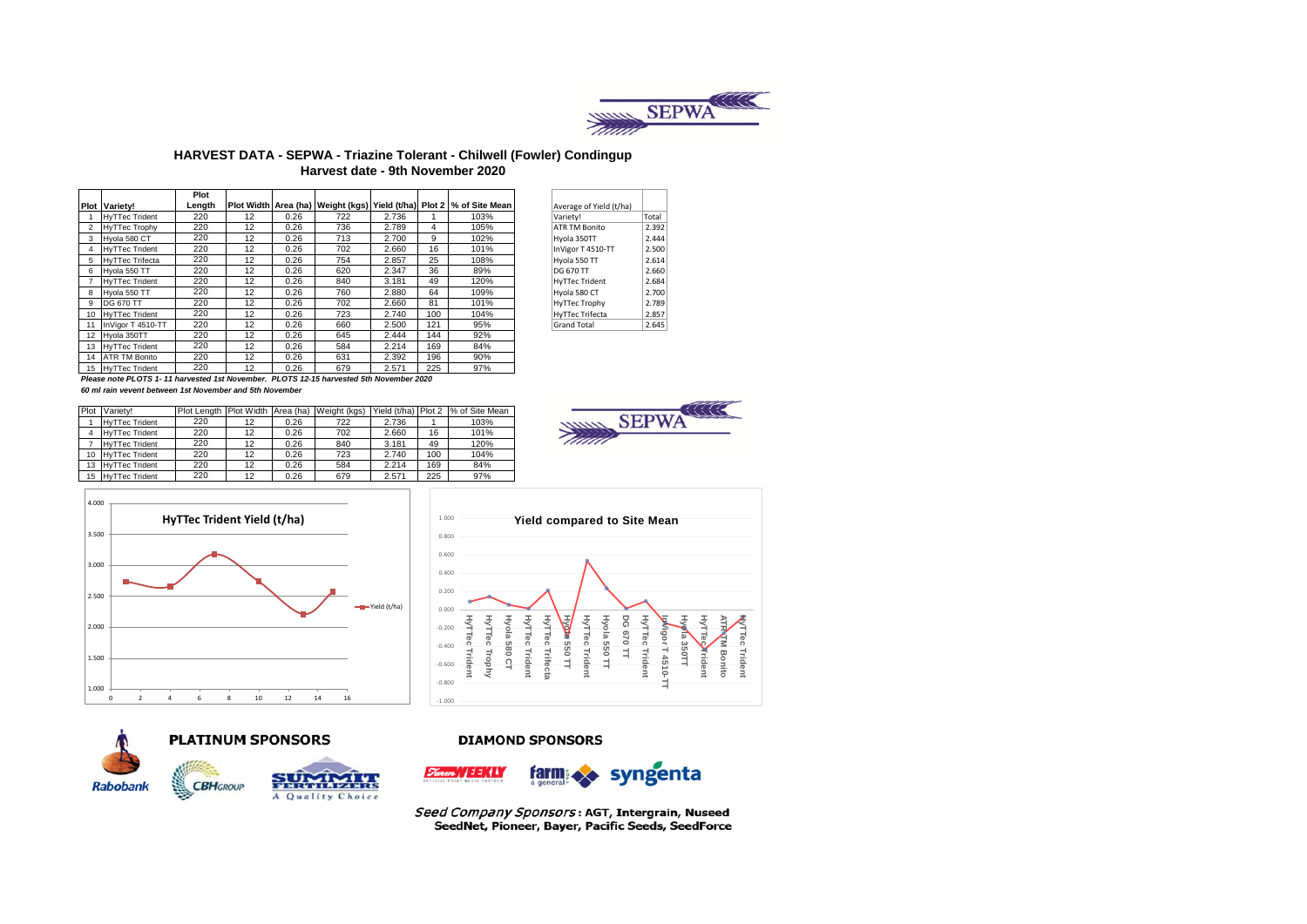## HARVEST DATA - SEPWA - Triazine Tolerant - Chilwell (Fowler) Condingup

### Harvest date - 9th November 2020

| Plot | Variety! | Plot Length | Plot Width | Area (ha) | Weight (kgs) | Yield (t/ha) | Plot 2 | % of Site Mean |
|---|---|---|---|---|---|---|---|---|
| 1 | HyTTec Trident | 220 | 12 | 0.26 | 722 | 2.736 | 1 | 103% |
| 2 | HyTTec Trophy | 220 | 12 | 0.26 | 736 | 2.789 | 4 | 105% |
| 3 | Hyola 580 CT | 220 | 12 | 0.26 | 713 | 2.700 | 9 | 102% |
| 4 | HyTTec Trident | 220 | 12 | 0.26 | 702 | 2.660 | 16 | 101% |
| 5 | HyTTec Trifecta | 220 | 12 | 0.26 | 754 | 2.857 | 25 | 108% |
| 6 | Hyola 550 TT | 220 | 12 | 0.26 | 620 | 2.347 | 36 | 89% |
| 7 | HyTTec Trident | 220 | 12 | 0.26 | 840 | 3.181 | 49 | 120% |
| 8 | Hyola 550 TT | 220 | 12 | 0.26 | 760 | 2.880 | 64 | 109% |
| 9 | DG 670 TT | 220 | 12 | 0.26 | 702 | 2.660 | 81 | 101% |
| 10 | HyTTec Trident | 220 | 12 | 0.26 | 723 | 2.740 | 100 | 104% |
| 11 | InVigor T 4510-TT | 220 | 12 | 0.26 | 660 | 2.500 | 121 | 95% |
| 12 | Hyola 350TT | 220 | 12 | 0.26 | 645 | 2.444 | 144 | 92% |
| 13 | HyTTec Trident | 220 | 12 | 0.26 | 584 | 2.214 | 169 | 84% |
| 14 | ATR TM Bonito | 220 | 12 | 0.26 | 631 | 2.392 | 196 | 90% |
| 15 | HyTTec Trident | 220 | 12 | 0.26 | 679 | 2.571 | 225 | 97% |

***Please note PLOTS 1- 11 harvested 1st November. PLOTS 12-15 harvested 5th November 2020***

***60 ml rain vevent between 1st November and 5th November***

| Average of Yield (t/ha) | |
|---|---|
| Variety! | Total |
| ATR TM Bonito | 2.392 |
| Hyola 350TT | 2.444 |
| InVigor T 4510-TT | 2.500 |
| Hyola 550 TT | 2.614 |
| DG 670 TT | 2.660 |
| HyTTec Trident | 2.684 |
| Hyola 580 CT | 2.700 |
| HyTTec Trophy | 2.789 |
| HyTTec Trifecta | 2.857 |
| Grand Total | 2.645 |

| Plot | Variety! | Plot Length | Plot Width | Area (ha) | Weight (kgs) | Yield (t/ha) | Plot 2 | % of Site Mean |
|---|---|---|---|---|---|---|---|---|
| 1 | HyTTec Trident | 220 | 12 | 0.26 | 722 | 2.736 | 1 | 103% |
| 4 | HyTTec Trident | 220 | 12 | 0.26 | 702 | 2.660 | 16 | 101% |
| 7 | HyTTec Trident | 220 | 12 | 0.26 | 840 | 3.181 | 49 | 120% |
| 10 | HyTTec Trident | 220 | 12 | 0.26 | 723 | 2.740 | 100 | 104% |
| 13 | HyTTec Trident | 220 | 12 | 0.26 | 584 | 2.214 | 169 | 84% |
| 15 | HyTTec Trident | 220 | 12 | 0.26 | 679 | 2.571 | 225 | 97% |

HyTTec Trident Yield (t/ha)

Yield compared to Site Mean

**PLATINUM SPONSORS**

**DIAMOND SPONSORS**

*Seed Company Sponsors*: **AGT, Intergrain, Nuseed SeedNet, Pioneer, Bayer, Pacific Seeds, SeedForce**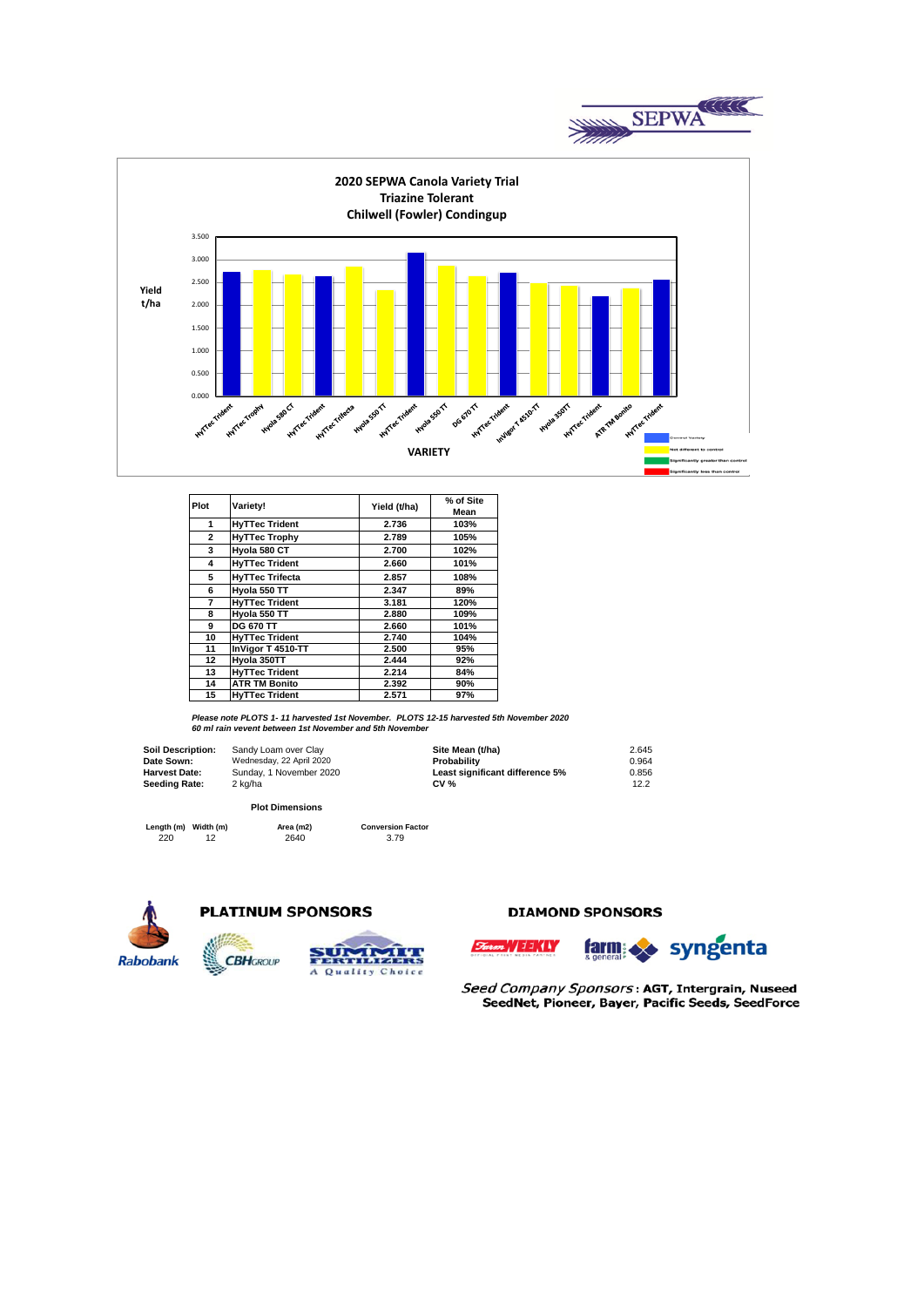## 2020 SEPWA Canola Variety Trial
### Triazine Tolerant
### Chilwell (Fowler) Condingup

| Plot | Variety! | Yield (t/ha) | % of Site Mean |
|---|---|---|---|
| 1 | HyTTec Trident | 2.736 | 103% |
| 2 | HyTTec Trophy | 2.789 | 105% |
| 3 | Hyola 580 CT | 2.700 | 102% |
| 4 | HyTTec Trident | 2.660 | 101% |
| 5 | HyTTec Trifecta | 2.857 | 108% |
| 6 | Hyola 550 TT | 2.347 | 89% |
| 7 | HyTTec Trident | 3.181 | 120% |
| 8 | Hyola 550 TT | 2.880 | 109% |
| 9 | DG 670 TT | 2.660 | 101% |
| 10 | HyTTec Trident | 2.740 | 104% |
| 11 | InVigor T 4510-TT | 2.500 | 95% |
| 12 | Hyola 350TT | 2.444 | 92% |
| 13 | HyTTec Trident | 2.214 | 84% |
| 14 | ATR TM Bonito | 2.392 | 90% |
| 15 | HyTTec Trident | 2.571 | 97% |

*Please note PLOTS 1- 11 harvested 1st November. PLOTS 12-15 harvested 5th November 2020*
*60 ml rain vevent between 1st November and 5th November*

| | | | |
|---|---|---|---|
| **Soil Description:** | Sandy Loam over Clay | **Site Mean (t/ha)** | 2.645 |
| **Date Sown:** | Wednesday, 22 April 2020 | **Probability** | 0.964 |
| **Harvest Date:** | Sunday, 1 November 2020 | **Least significant difference 5%** | 0.856 |
| **Seeding Rate:** | 2 kg/ha | **CV %** | 12.2 |

**Plot Dimensions**

| Length (m) | Width (m) | Area (m2) | Conversion Factor |
|---|---|---|---|
| 220 | 12 | 2640 | 3.79 |

**PLATINUM SPONSORS**

Rabobank, CBH Group, Summit Fertilizers – A Quality Choice

**DIAMOND SPONSORS**

Farm Weekly, farm & general, syngenta

*Seed Company Sponsors*: AGT, Intergrain, Nuseed SeedNet, Pioneer, Bayer, Pacific Seeds, SeedForce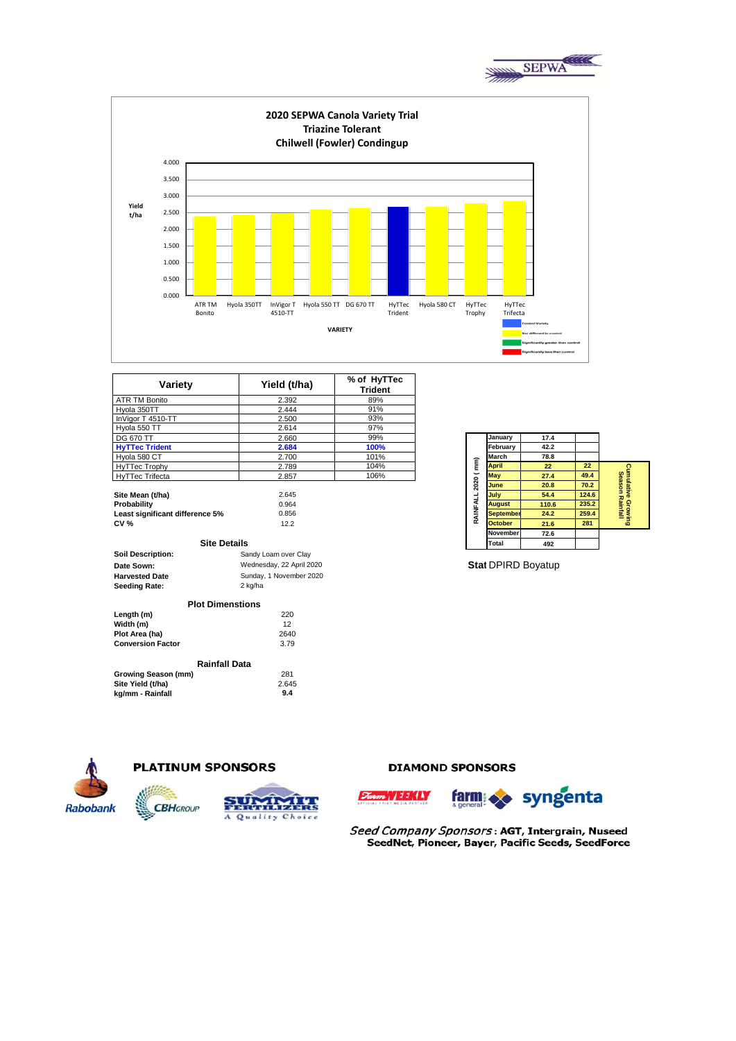SEPWA

# 2020 SEPWA Canola Variety Trial
## Triazine Tolerant
## Chilwell (Fowler) Condingup

Yield t/ha

4.000
3.500
3.000
2.500
2.000
1.500
1.000
0.500
0.000

ATR TM Bonito, Hyola 350TT, InVigor T 4510-TT, Hyola 550 TT, DG 670 TT, HyTTec Trident, Hyola 580 CT, HyTTec Trophy, HyTTec Trifecta

VARIETY

Control Variety
Not different to control
Significantly greater than control
Significantly less than control

| Variety | Yield (t/ha) | % of HyTTec Trident |
|---|---|---|
| ATR TM Bonito | 2.392 | 89% |
| Hyola 350TT | 2.444 | 91% |
| InVigor T 4510-TT | 2.500 | 93% |
| Hyola 550 TT | 2.614 | 97% |
| DG 670 TT | 2.660 | 99% |
| **HyTTec Trident** | **2.684** | **100%** |
| Hyola 580 CT | 2.700 | 101% |
| HyTTec Trophy | 2.789 | 104% |
| HyTTec Trifecta | 2.857 | 106% |

| | |
|---|---|
| **Site Mean (t/ha)** | 2.645 |
| **Probability** | 0.964 |
| **Least significant difference 5%** | 0.856 |
| **CV %** | 12.2 |

### Site Details

| | |
|---|---|
| **Soil Description:** | Sandy Loam over Clay |
| **Date Sown:** | Wednesday, 22 April 2020 |
| **Harvested Date** | Sunday, 1 November 2020 |
| **Seeding Rate:** | 2 kg/ha |

### Plot Dimenstions

| | |
|---|---|
| **Length (m)** | 220 |
| **Width (m)** | 12 |
| **Plot Area (ha)** | 2640 |
| **Conversion Factor** | 3.79 |

### Rainfall Data

| | |
|---|---|
| **Growing Season (mm)** | 281 |
| **Site Yield (t/ha)** | 2.645 |
| **kg/mm - Rainfall** | **9.4** |

RAINFALL 2020 ( mm)

| Month | Rainfall | Cumulative Growing Season Rainfall |
|---|---|---|
| January | 17.4 | |
| February | 42.2 | |
| March | 78.8 | |
| April | 22 | 22 |
| May | 27.4 | 49.4 |
| June | 20.8 | 70.2 |
| July | 54.4 | 124.6 |
| August | 110.6 | 235.2 |
| September | 24.2 | 259.4 |
| October | 21.6 | 281 |
| November | 72.6 | |
| Total | 492 | |

**Stat** DPIRD Boyatup

**PLATINUM SPONSORS**

Rabobank, CBH GROUP, SUMMIT FERTILIZERS A Quality Choice

**DIAMOND SPONSORS**

Farm WEEKLY, farm & general, syngenta

*Seed Company Sponsors*: **AGT, Intergrain, Nuseed SeedNet, Pioneer, Bayer, Pacific Seeds, SeedForce**